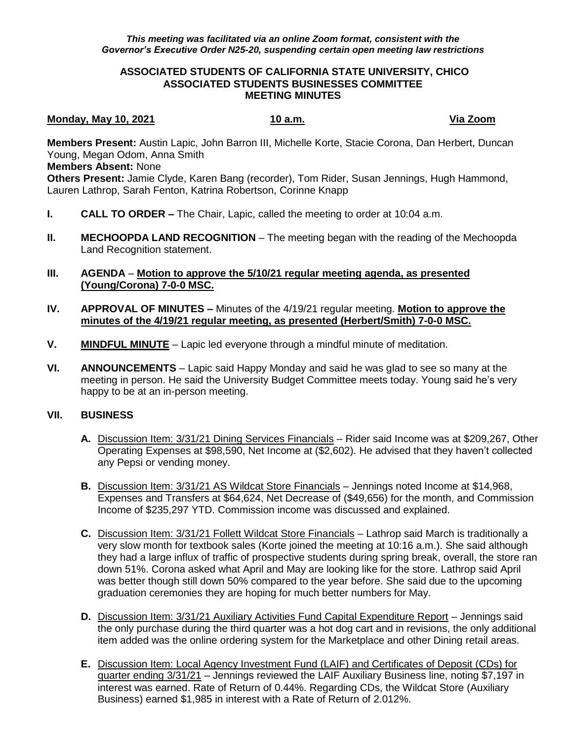*This meeting was facilitated via an online Zoom format, consistent with the Governor's Executive Order N25-20, suspending certain open meeting law restrictions*

**ASSOCIATED STUDENTS OF CALIFORNIA STATE UNIVERSITY, CHICO**
**ASSOCIATED STUDENTS BUSINESSES COMMITTEE**
**MEETING MINUTES**

**Monday, May 10, 2021** **10 a.m.** **Via Zoom**

**Members Present:** Austin Lapic, John Barron III, Michelle Korte, Stacie Corona, Dan Herbert, Duncan Young, Megan Odom, Anna Smith
**Members Absent:** None
**Others Present:** Jamie Clyde, Karen Bang (recorder), Tom Rider, Susan Jennings, Hugh Hammond, Lauren Lathrop, Sarah Fenton, Katrina Robertson, Corinne Knapp

- **I. CALL TO ORDER –** The Chair, Lapic, called the meeting to order at 10:04 a.m.

- **II. MECHOOPDA LAND RECOGNITION** – The meeting began with the reading of the Mechoopda Land Recognition statement.

- **III. AGENDA** – **Motion to approve the 5/10/21 regular meeting agenda, as presented (Young/Corona) 7-0-0 MSC.**

- **IV. APPROVAL OF MINUTES –** Minutes of the 4/19/21 regular meeting. **Motion to approve the minutes of the 4/19/21 regular meeting, as presented (Herbert/Smith) 7-0-0 MSC.**

- **V. MINDFUL MINUTE** – Lapic led everyone through a mindful minute of meditation.

- **VI. ANNOUNCEMENTS** – Lapic said Happy Monday and said he was glad to see so many at the meeting in person. He said the University Budget Committee meets today. Young said he's very happy to be at an in-person meeting.

- **VII. BUSINESS**

  - **A.** Discussion Item: 3/31/21 Dining Services Financials – Rider said Income was at $209,267, Other Operating Expenses at $98,590, Net Income at ($2,602). He advised that they haven't collected any Pepsi or vending money.

  - **B.** Discussion Item: 3/31/21 AS Wildcat Store Financials – Jennings noted Income at $14,968, Expenses and Transfers at $64,624, Net Decrease of ($49,656) for the month, and Commission Income of $235,297 YTD. Commission income was discussed and explained.

  - **C.** Discussion Item: 3/31/21 Follett Wildcat Store Financials – Lathrop said March is traditionally a very slow month for textbook sales (Korte joined the meeting at 10:16 a.m.). She said although they had a large influx of traffic of prospective students during spring break, overall, the store ran down 51%. Corona asked what April and May are looking like for the store. Lathrop said April was better though still down 50% compared to the year before. She said due to the upcoming graduation ceremonies they are hoping for much better numbers for May.

  - **D.** Discussion Item: 3/31/21 Auxiliary Activities Fund Capital Expenditure Report – Jennings said the only purchase during the third quarter was a hot dog cart and in revisions, the only additional item added was the online ordering system for the Marketplace and other Dining retail areas.

  - **E.** Discussion Item: Local Agency Investment Fund (LAIF) and Certificates of Deposit (CDs) for quarter ending 3/31/21 – Jennings reviewed the LAIF Auxiliary Business line, noting $7,197 in interest was earned. Rate of Return of 0.44%. Regarding CDs, the Wildcat Store (Auxiliary Business) earned $1,985 in interest with a Rate of Return of 2.012%.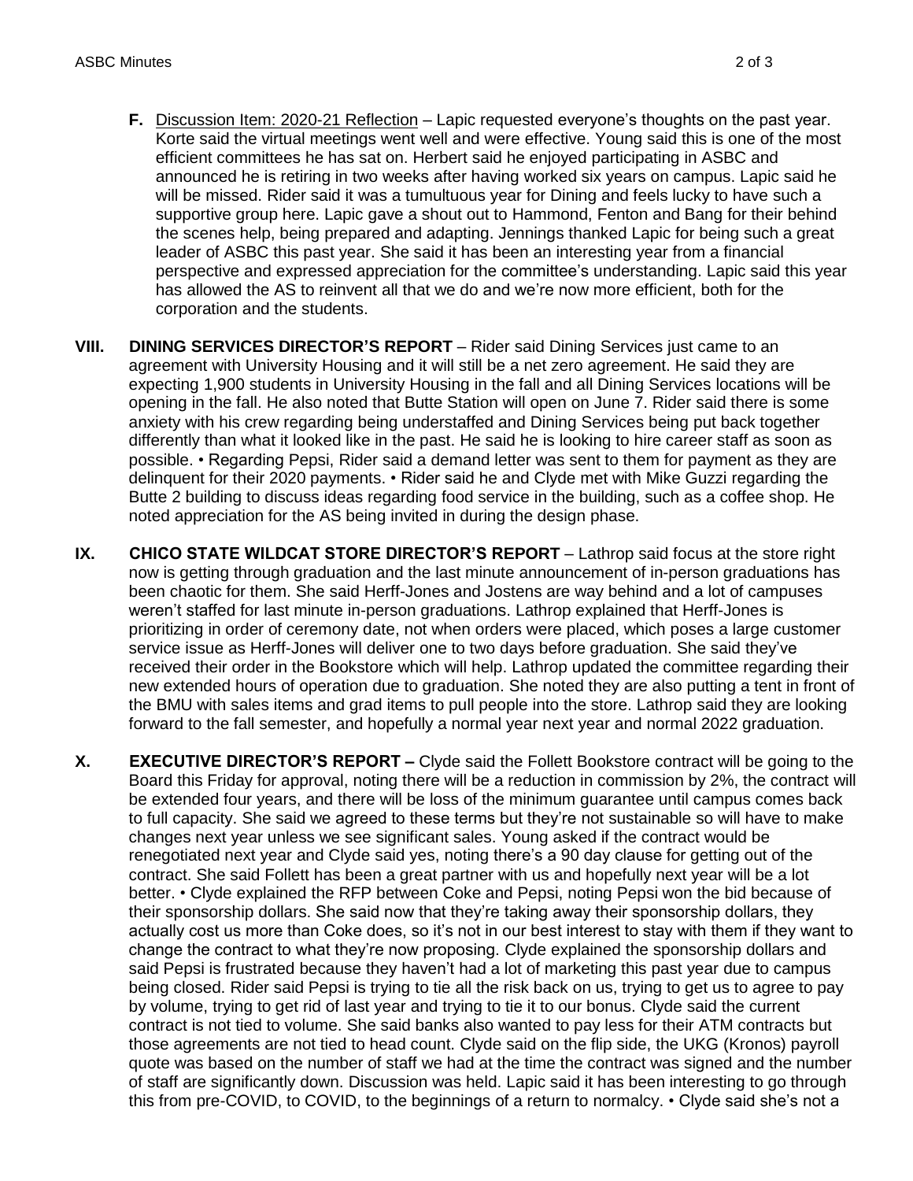**F.** Discussion Item: 2020-21 Reflection – Lapic requested everyone's thoughts on the past year. Korte said the virtual meetings went well and were effective. Young said this is one of the most efficient committees he has sat on. Herbert said he enjoyed participating in ASBC and announced he is retiring in two weeks after having worked six years on campus. Lapic said he will be missed. Rider said it was a tumultuous year for Dining and feels lucky to have such a supportive group here. Lapic gave a shout out to Hammond, Fenton and Bang for their behind the scenes help, being prepared and adapting. Jennings thanked Lapic for being such a great leader of ASBC this past year. She said it has been an interesting year from a financial perspective and expressed appreciation for the committee's understanding. Lapic said this year has allowed the AS to reinvent all that we do and we're now more efficient, both for the corporation and the students.

**VIII. DINING SERVICES DIRECTOR'S REPORT** – Rider said Dining Services just came to an agreement with University Housing and it will still be a net zero agreement. He said they are expecting 1,900 students in University Housing in the fall and all Dining Services locations will be opening in the fall. He also noted that Butte Station will open on June 7. Rider said there is some anxiety with his crew regarding being understaffed and Dining Services being put back together differently than what it looked like in the past. He said he is looking to hire career staff as soon as possible. • Regarding Pepsi, Rider said a demand letter was sent to them for payment as they are delinquent for their 2020 payments. • Rider said he and Clyde met with Mike Guzzi regarding the Butte 2 building to discuss ideas regarding food service in the building, such as a coffee shop. He noted appreciation for the AS being invited in during the design phase.

**IX. CHICO STATE WILDCAT STORE DIRECTOR'S REPORT** – Lathrop said focus at the store right now is getting through graduation and the last minute announcement of in-person graduations has been chaotic for them. She said Herff-Jones and Jostens are way behind and a lot of campuses weren't staffed for last minute in-person graduations. Lathrop explained that Herff-Jones is prioritizing in order of ceremony date, not when orders were placed, which poses a large customer service issue as Herff-Jones will deliver one to two days before graduation. She said they've received their order in the Bookstore which will help. Lathrop updated the committee regarding their new extended hours of operation due to graduation. She noted they are also putting a tent in front of the BMU with sales items and grad items to pull people into the store. Lathrop said they are looking forward to the fall semester, and hopefully a normal year next year and normal 2022 graduation.

**X. EXECUTIVE DIRECTOR'S REPORT –** Clyde said the Follett Bookstore contract will be going to the Board this Friday for approval, noting there will be a reduction in commission by 2%, the contract will be extended four years, and there will be loss of the minimum guarantee until campus comes back to full capacity. She said we agreed to these terms but they're not sustainable so will have to make changes next year unless we see significant sales. Young asked if the contract would be renegotiated next year and Clyde said yes, noting there's a 90 day clause for getting out of the contract. She said Follett has been a great partner with us and hopefully next year will be a lot better. • Clyde explained the RFP between Coke and Pepsi, noting Pepsi won the bid because of their sponsorship dollars. She said now that they're taking away their sponsorship dollars, they actually cost us more than Coke does, so it's not in our best interest to stay with them if they want to change the contract to what they're now proposing. Clyde explained the sponsorship dollars and said Pepsi is frustrated because they haven't had a lot of marketing this past year due to campus being closed. Rider said Pepsi is trying to tie all the risk back on us, trying to get us to agree to pay by volume, trying to get rid of last year and trying to tie it to our bonus. Clyde said the current contract is not tied to volume. She said banks also wanted to pay less for their ATM contracts but those agreements are not tied to head count. Clyde said on the flip side, the UKG (Kronos) payroll quote was based on the number of staff we had at the time the contract was signed and the number of staff are significantly down. Discussion was held. Lapic said it has been interesting to go through this from pre-COVID, to COVID, to the beginnings of a return to normalcy. • Clyde said she's not a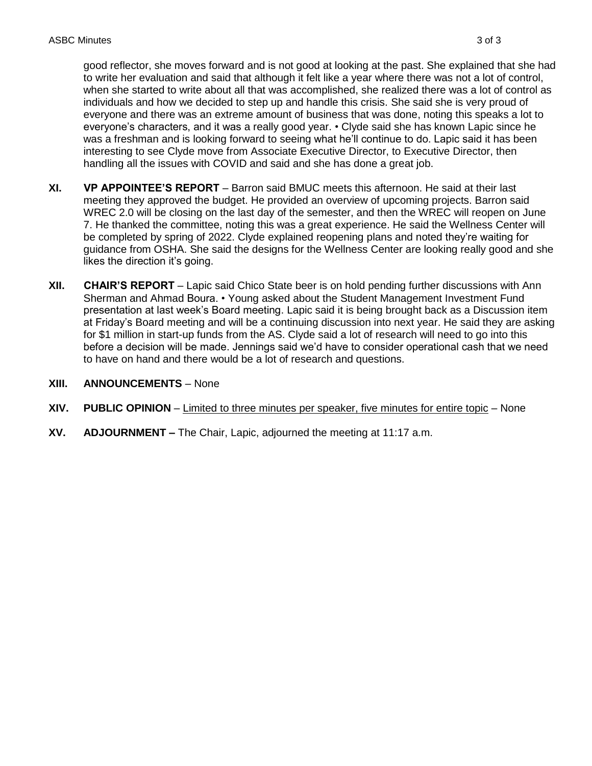good reflector, she moves forward and is not good at looking at the past. She explained that she had to write her evaluation and said that although it felt like a year where there was not a lot of control, when she started to write about all that was accomplished, she realized there was a lot of control as individuals and how we decided to step up and handle this crisis. She said she is very proud of everyone and there was an extreme amount of business that was done, noting this speaks a lot to everyone's characters, and it was a really good year. • Clyde said she has known Lapic since he was a freshman and is looking forward to seeing what he'll continue to do. Lapic said it has been interesting to see Clyde move from Associate Executive Director, to Executive Director, then handling all the issues with COVID and said and she has done a great job.

**XI. VP APPOINTEE'S REPORT** – Barron said BMUC meets this afternoon. He said at their last meeting they approved the budget. He provided an overview of upcoming projects. Barron said WREC 2.0 will be closing on the last day of the semester, and then the WREC will reopen on June 7. He thanked the committee, noting this was a great experience. He said the Wellness Center will be completed by spring of 2022. Clyde explained reopening plans and noted they're waiting for guidance from OSHA. She said the designs for the Wellness Center are looking really good and she likes the direction it's going.

**XII. CHAIR'S REPORT** – Lapic said Chico State beer is on hold pending further discussions with Ann Sherman and Ahmad Boura. • Young asked about the Student Management Investment Fund presentation at last week's Board meeting. Lapic said it is being brought back as a Discussion item at Friday's Board meeting and will be a continuing discussion into next year. He said they are asking for $1 million in start-up funds from the AS. Clyde said a lot of research will need to go into this before a decision will be made. Jennings said we'd have to consider operational cash that we need to have on hand and there would be a lot of research and questions.

**XIII. ANNOUNCEMENTS** – None

**XIV. PUBLIC OPINION** – <u>Limited to three minutes per speaker, five minutes for entire topic</u> – None

**XV. ADJOURNMENT –** The Chair, Lapic, adjourned the meeting at 11:17 a.m.